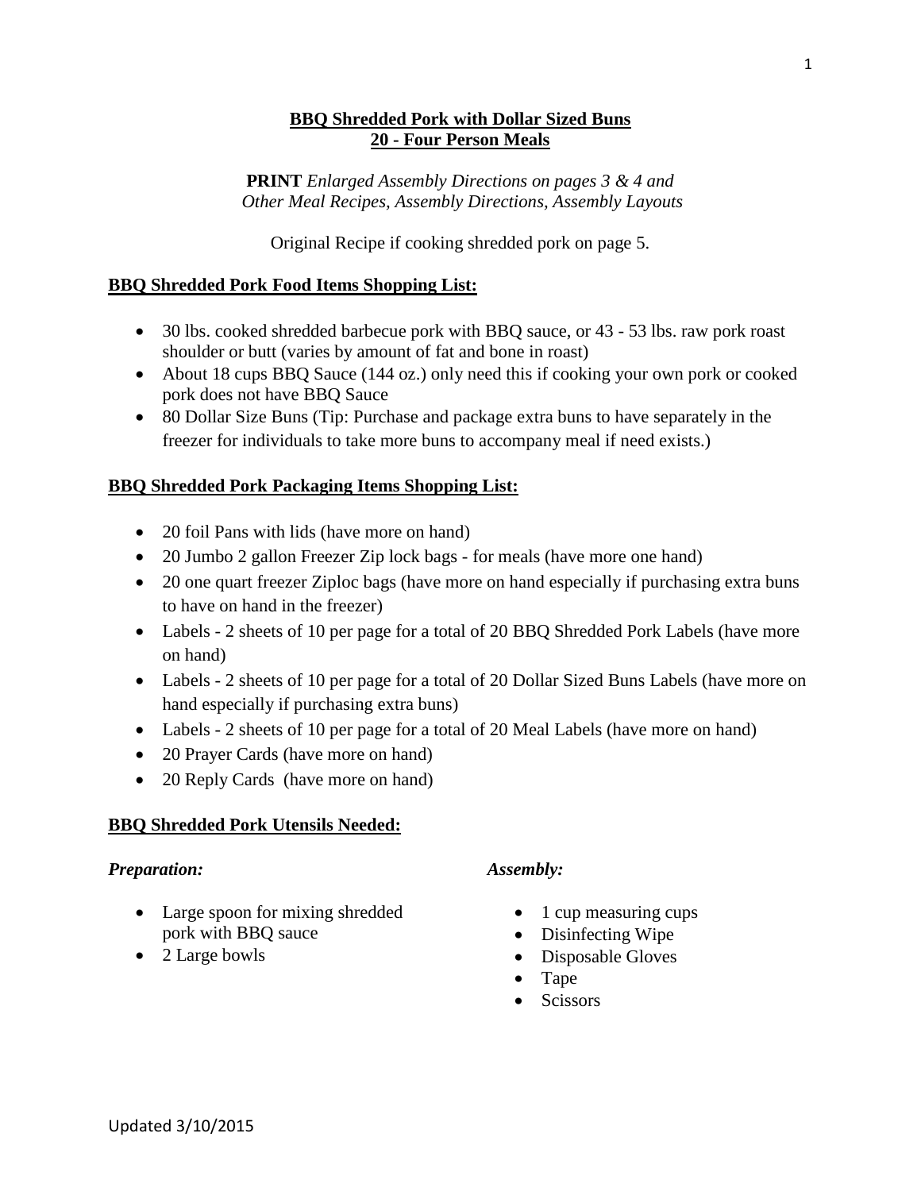# BBQ Shredded Pork with Dollar Sized Buns
## 20 - Four Person Meals

**PRINT** *Enlarged Assembly Directions on pages 3 & 4 and Other Meal Recipes, Assembly Directions, Assembly Layouts*

Original Recipe if cooking shredded pork on page 5.

### BBQ Shredded Pork Food Items Shopping List:

- 30 lbs. cooked shredded barbecue pork with BBQ sauce, or 43 - 53 lbs. raw pork roast shoulder or butt (varies by amount of fat and bone in roast)
- About 18 cups BBQ Sauce (144 oz.) only need this if cooking your own pork or cooked pork does not have BBQ Sauce
- 80 Dollar Size Buns (Tip: Purchase and package extra buns to have separately in the freezer for individuals to take more buns to accompany meal if need exists.)

### BBQ Shredded Pork Packaging Items Shopping List:

- 20 foil Pans with lids (have more on hand)
- 20 Jumbo 2 gallon Freezer Zip lock bags - for meals (have more one hand)
- 20 one quart freezer Ziploc bags (have more on hand especially if purchasing extra buns to have on hand in the freezer)
- Labels - 2 sheets of 10 per page for a total of 20 BBQ Shredded Pork Labels (have more on hand)
- Labels - 2 sheets of 10 per page for a total of 20 Dollar Sized Buns Labels (have more on hand especially if purchasing extra buns)
- Labels - 2 sheets of 10 per page for a total of 20 Meal Labels (have more on hand)
- 20 Prayer Cards (have more on hand)
- 20 Reply Cards (have more on hand)

### BBQ Shredded Pork Utensils Needed:

*Preparation:*

- Large spoon for mixing shredded pork with BBQ sauce
- 2 Large bowls

*Assembly:*

- 1 cup measuring cups
- Disinfecting Wipe
- Disposable Gloves
- Tape
- Scissors

Updated 3/10/2015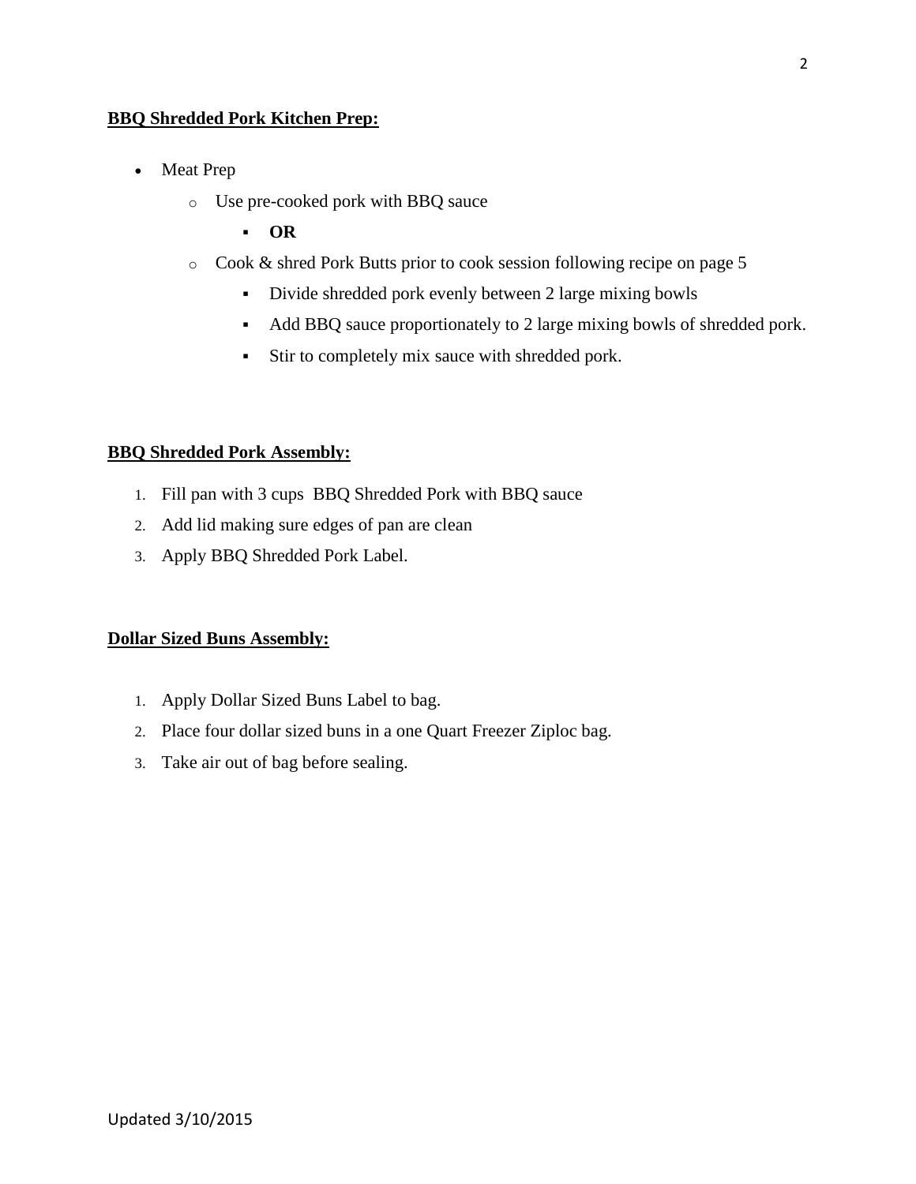**<u>BBQ Shredded Pork Kitchen Prep:</u>**

- Meat Prep
  - Use pre-cooked pork with BBQ sauce
    - **OR**
  - Cook & shred Pork Butts prior to cook session following recipe on page 5
    - Divide shredded pork evenly between 2 large mixing bowls
    - Add BBQ sauce proportionately to 2 large mixing bowls of shredded pork.
    - Stir to completely mix sauce with shredded pork.

**<u>BBQ Shredded Pork Assembly:</u>**

1. Fill pan with 3 cups BBQ Shredded Pork with BBQ sauce
2. Add lid making sure edges of pan are clean
3. Apply BBQ Shredded Pork Label.

**<u>Dollar Sized Buns Assembly:</u>**

1. Apply Dollar Sized Buns Label to bag.
2. Place four dollar sized buns in a one Quart Freezer Ziploc bag.
3. Take air out of bag before sealing.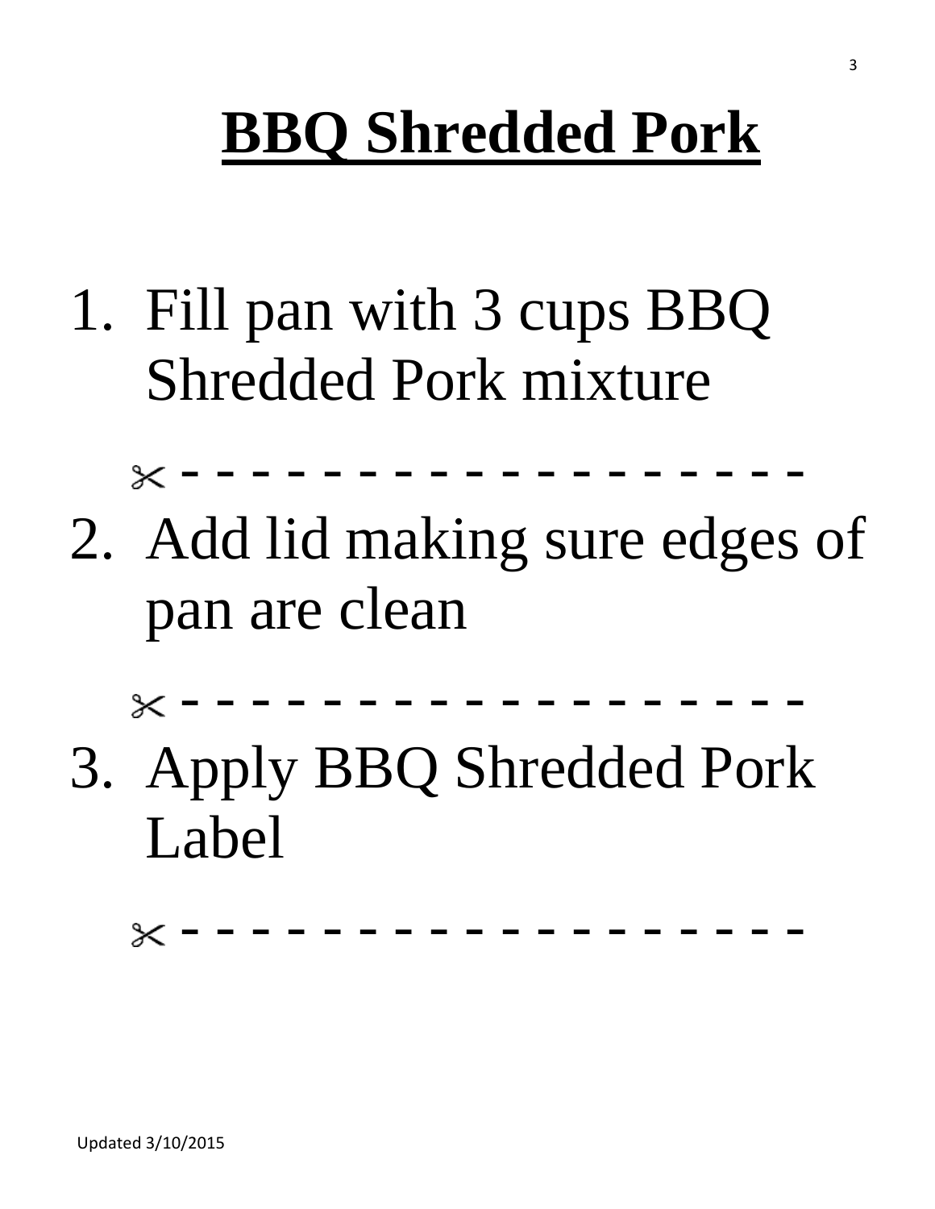# BBQ Shredded Pork

1. Fill pan with 3 cups BBQ Shredded Pork mixture

✂ - - - - - - - - - - - - - - - - - - - -

2. Add lid making sure edges of pan are clean

✂ - - - - - - - - - - - - - - - - - - - -

3. Apply BBQ Shredded Pork Label

✂ - - - - - - - - - - - - - - - - - - - -

Updated 3/10/2015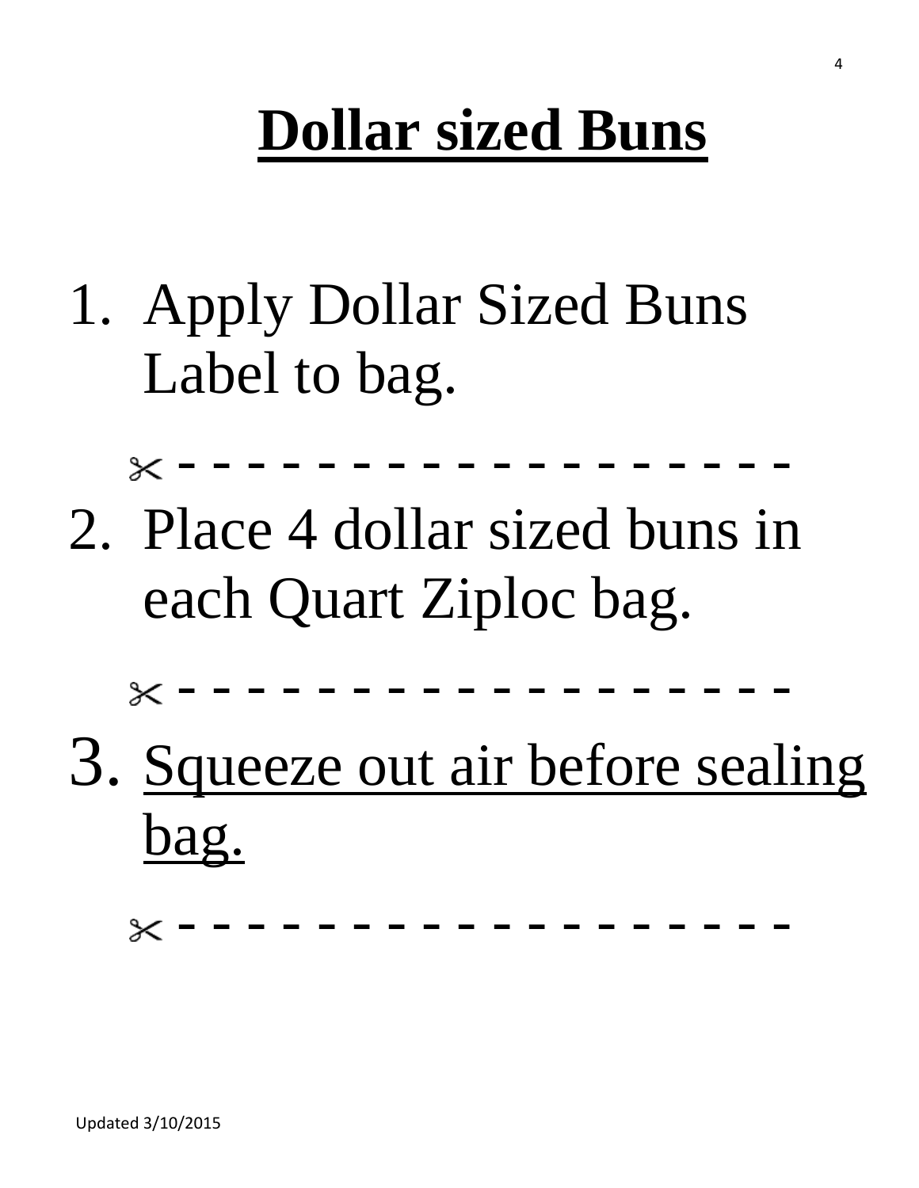# **Dollar sized Buns**

1. Apply Dollar Sized Buns Label to bag.

✂ - - - - - - - - - - - - - - - - - - - -

2. Place 4 dollar sized buns in each Quart Ziploc bag.

✂ - - - - - - - - - - - - - - - - - - - -

3. <u>Squeeze out air before sealing bag.</u>

✂ - - - - - - - - - - - - - - - - - - - -

Updated 3/10/2015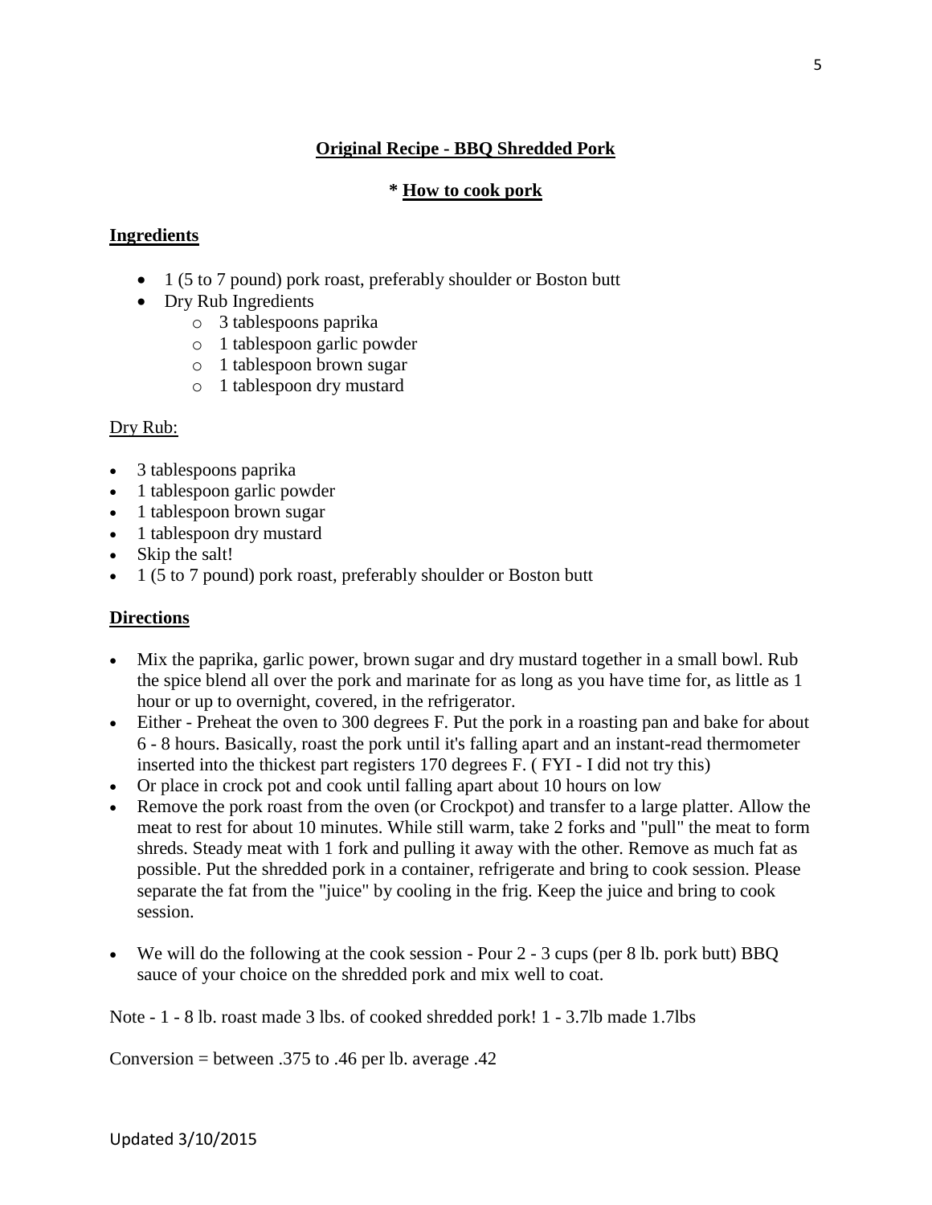## Original Recipe - BBQ Shredded Pork

### * How to cook pork

### Ingredients

- 1 (5 to 7 pound) pork roast, preferably shoulder or Boston butt
- Dry Rub Ingredients
  - 3 tablespoons paprika
  - 1 tablespoon garlic powder
  - 1 tablespoon brown sugar
  - 1 tablespoon dry mustard

Dry Rub:

- 3 tablespoons paprika
- 1 tablespoon garlic powder
- 1 tablespoon brown sugar
- 1 tablespoon dry mustard
- Skip the salt!
- 1 (5 to 7 pound) pork roast, preferably shoulder or Boston butt

### Directions

- Mix the paprika, garlic power, brown sugar and dry mustard together in a small bowl. Rub the spice blend all over the pork and marinate for as long as you have time for, as little as 1 hour or up to overnight, covered, in the refrigerator.
- Either - Preheat the oven to 300 degrees F. Put the pork in a roasting pan and bake for about 6 - 8 hours. Basically, roast the pork until it's falling apart and an instant-read thermometer inserted into the thickest part registers 170 degrees F. ( FYI - I did not try this)
- Or place in crock pot and cook until falling apart about 10 hours on low
- Remove the pork roast from the oven (or Crockpot) and transfer to a large platter. Allow the meat to rest for about 10 minutes. While still warm, take 2 forks and "pull" the meat to form shreds. Steady meat with 1 fork and pulling it away with the other. Remove as much fat as possible. Put the shredded pork in a container, refrigerate and bring to cook session. Please separate the fat from the "juice" by cooling in the frig. Keep the juice and bring to cook session.

- We will do the following at the cook session - Pour 2 - 3 cups (per 8 lb. pork butt) BBQ sauce of your choice on the shredded pork and mix well to coat.

Note - 1 - 8 lb. roast made 3 lbs. of cooked shredded pork! 1 - 3.7lb made 1.7lbs

Conversion = between .375 to .46 per lb. average .42

Updated 3/10/2015